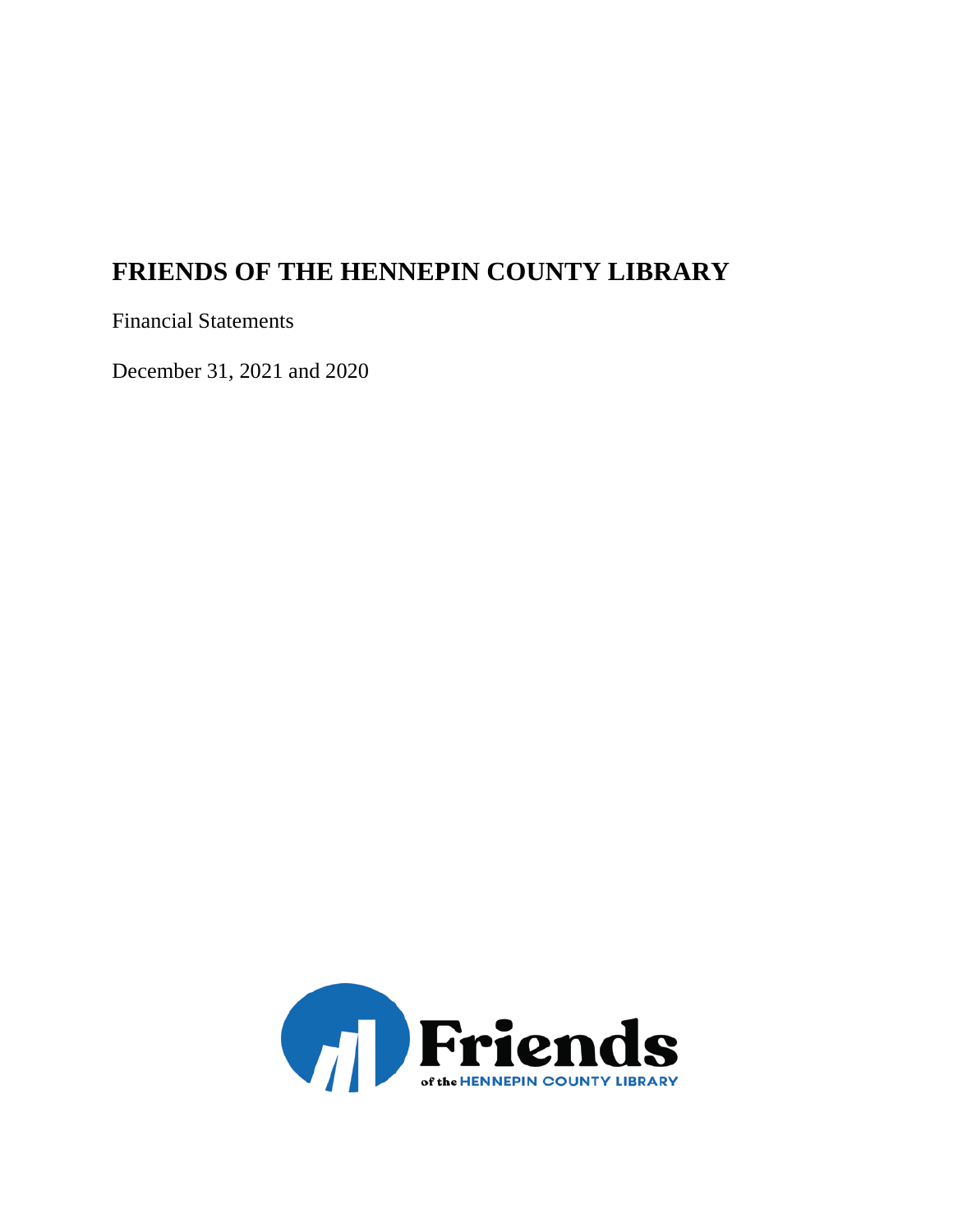# FRIENDS OF THE HENNEPIN COUNTY LIBRARY

Financial Statements

December 31, 2021 and 2020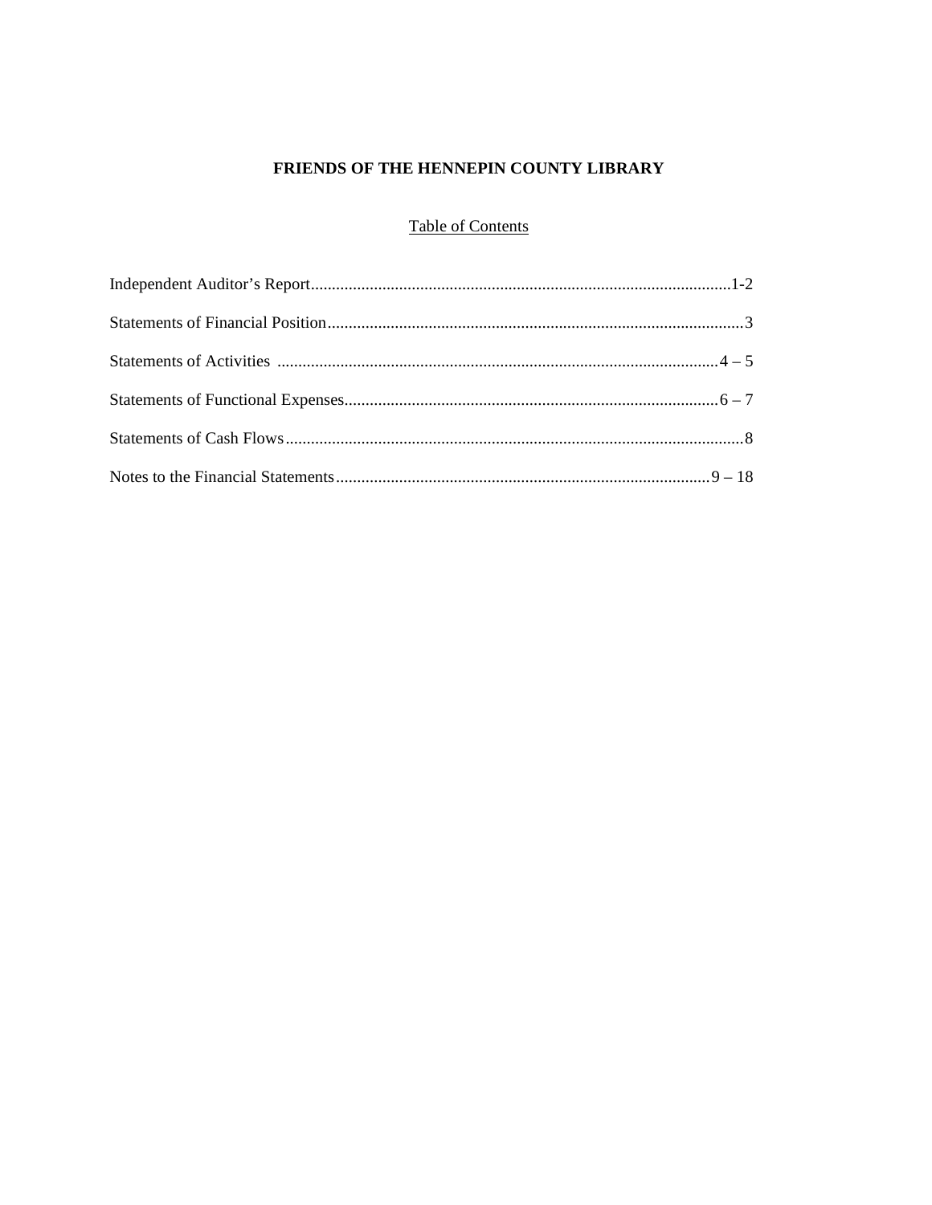**FRIENDS OF THE HENNEPIN COUNTY LIBRARY**

Table of Contents

Independent Auditor's Report....................................................................................................1-2

Statements of Financial Position....................................................................................................3

Statements of Activities .........................................................................................................4 – 5

Statements of Functional Expenses.........................................................................................6 – 7

Statements of Cash Flows.............................................................................................................8

Notes to the Financial Statements.........................................................................................9 – 18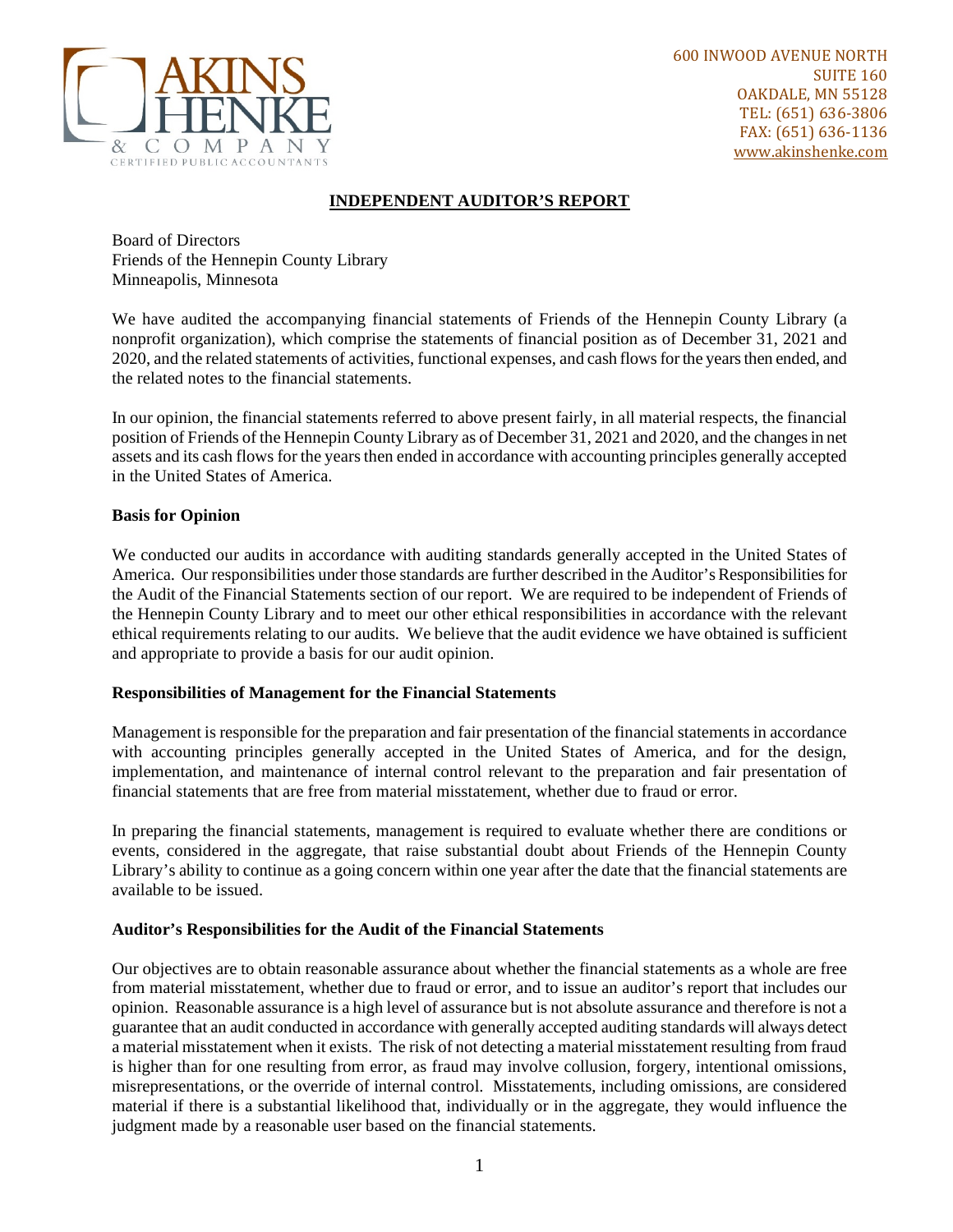AKINS HENKE & COMPANY
CERTIFIED PUBLIC ACCOUNTANTS

600 INWOOD AVENUE NORTH
SUITE 160
OAKDALE, MN 55128
TEL: (651) 636-3806
FAX: (651) 636-1136
www.akinshenke.com

## INDEPENDENT AUDITOR'S REPORT

Board of Directors
Friends of the Hennepin County Library
Minneapolis, Minnesota

We have audited the accompanying financial statements of Friends of the Hennepin County Library (a nonprofit organization), which comprise the statements of financial position as of December 31, 2021 and 2020, and the related statements of activities, functional expenses, and cash flows for the years then ended, and the related notes to the financial statements.

In our opinion, the financial statements referred to above present fairly, in all material respects, the financial position of Friends of the Hennepin County Library as of December 31, 2021 and 2020, and the changes in net assets and its cash flows for the years then ended in accordance with accounting principles generally accepted in the United States of America.

### Basis for Opinion

We conducted our audits in accordance with auditing standards generally accepted in the United States of America. Our responsibilities under those standards are further described in the Auditor's Responsibilities for the Audit of the Financial Statements section of our report. We are required to be independent of Friends of the Hennepin County Library and to meet our other ethical responsibilities in accordance with the relevant ethical requirements relating to our audits. We believe that the audit evidence we have obtained is sufficient and appropriate to provide a basis for our audit opinion.

### Responsibilities of Management for the Financial Statements

Management is responsible for the preparation and fair presentation of the financial statements in accordance with accounting principles generally accepted in the United States of America, and for the design, implementation, and maintenance of internal control relevant to the preparation and fair presentation of financial statements that are free from material misstatement, whether due to fraud or error.

In preparing the financial statements, management is required to evaluate whether there are conditions or events, considered in the aggregate, that raise substantial doubt about Friends of the Hennepin County Library's ability to continue as a going concern within one year after the date that the financial statements are available to be issued.

### Auditor's Responsibilities for the Audit of the Financial Statements

Our objectives are to obtain reasonable assurance about whether the financial statements as a whole are free from material misstatement, whether due to fraud or error, and to issue an auditor's report that includes our opinion. Reasonable assurance is a high level of assurance but is not absolute assurance and therefore is not a guarantee that an audit conducted in accordance with generally accepted auditing standards will always detect a material misstatement when it exists. The risk of not detecting a material misstatement resulting from fraud is higher than for one resulting from error, as fraud may involve collusion, forgery, intentional omissions, misrepresentations, or the override of internal control. Misstatements, including omissions, are considered material if there is a substantial likelihood that, individually or in the aggregate, they would influence the judgment made by a reasonable user based on the financial statements.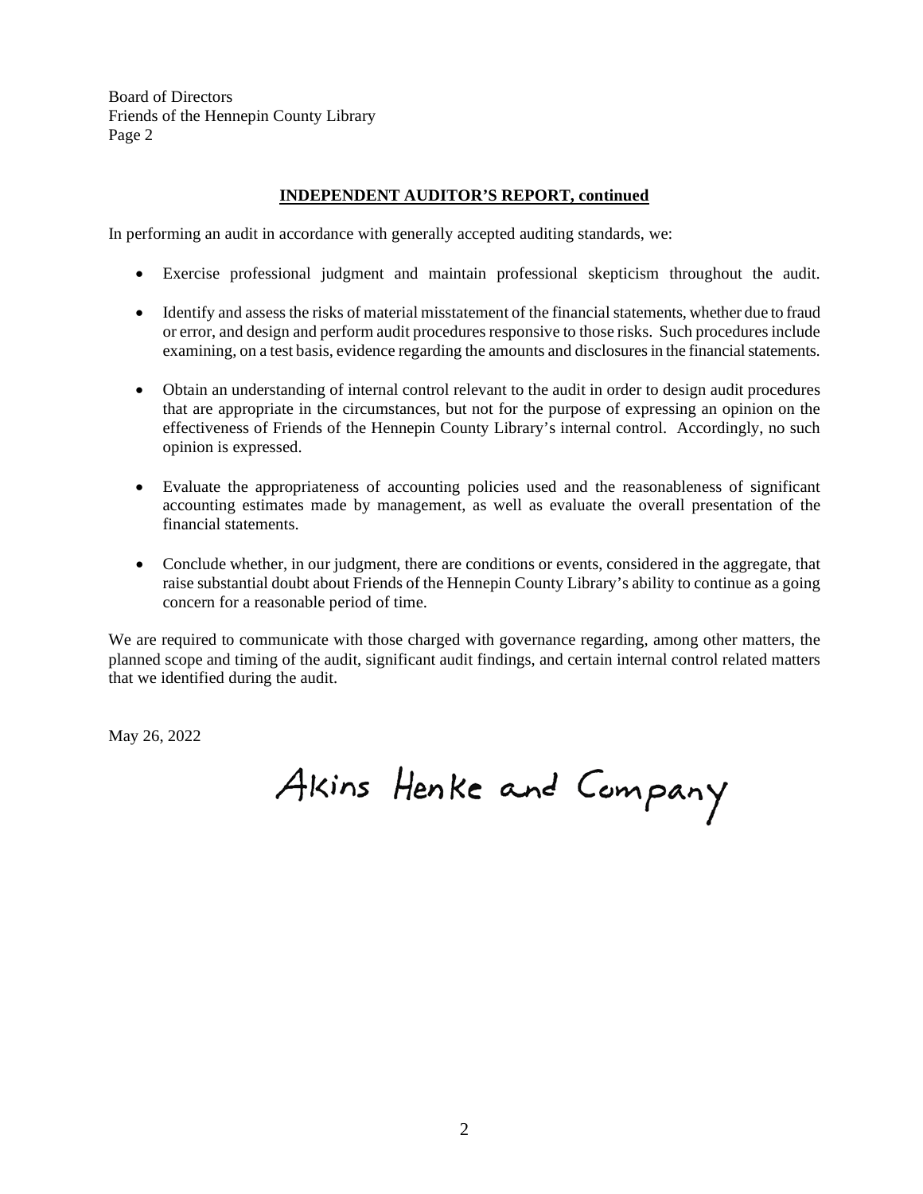Board of Directors
Friends of the Hennepin County Library
Page 2

## INDEPENDENT AUDITOR'S REPORT, continued

In performing an audit in accordance with generally accepted auditing standards, we:

- Exercise professional judgment and maintain professional skepticism throughout the audit.

- Identify and assess the risks of material misstatement of the financial statements, whether due to fraud or error, and design and perform audit procedures responsive to those risks. Such procedures include examining, on a test basis, evidence regarding the amounts and disclosures in the financial statements.

- Obtain an understanding of internal control relevant to the audit in order to design audit procedures that are appropriate in the circumstances, but not for the purpose of expressing an opinion on the effectiveness of Friends of the Hennepin County Library's internal control. Accordingly, no such opinion is expressed.

- Evaluate the appropriateness of accounting policies used and the reasonableness of significant accounting estimates made by management, as well as evaluate the overall presentation of the financial statements.

- Conclude whether, in our judgment, there are conditions or events, considered in the aggregate, that raise substantial doubt about Friends of the Hennepin County Library's ability to continue as a going concern for a reasonable period of time.

We are required to communicate with those charged with governance regarding, among other matters, the planned scope and timing of the audit, significant audit findings, and certain internal control related matters that we identified during the audit.

May 26, 2022

Akins Henke and Company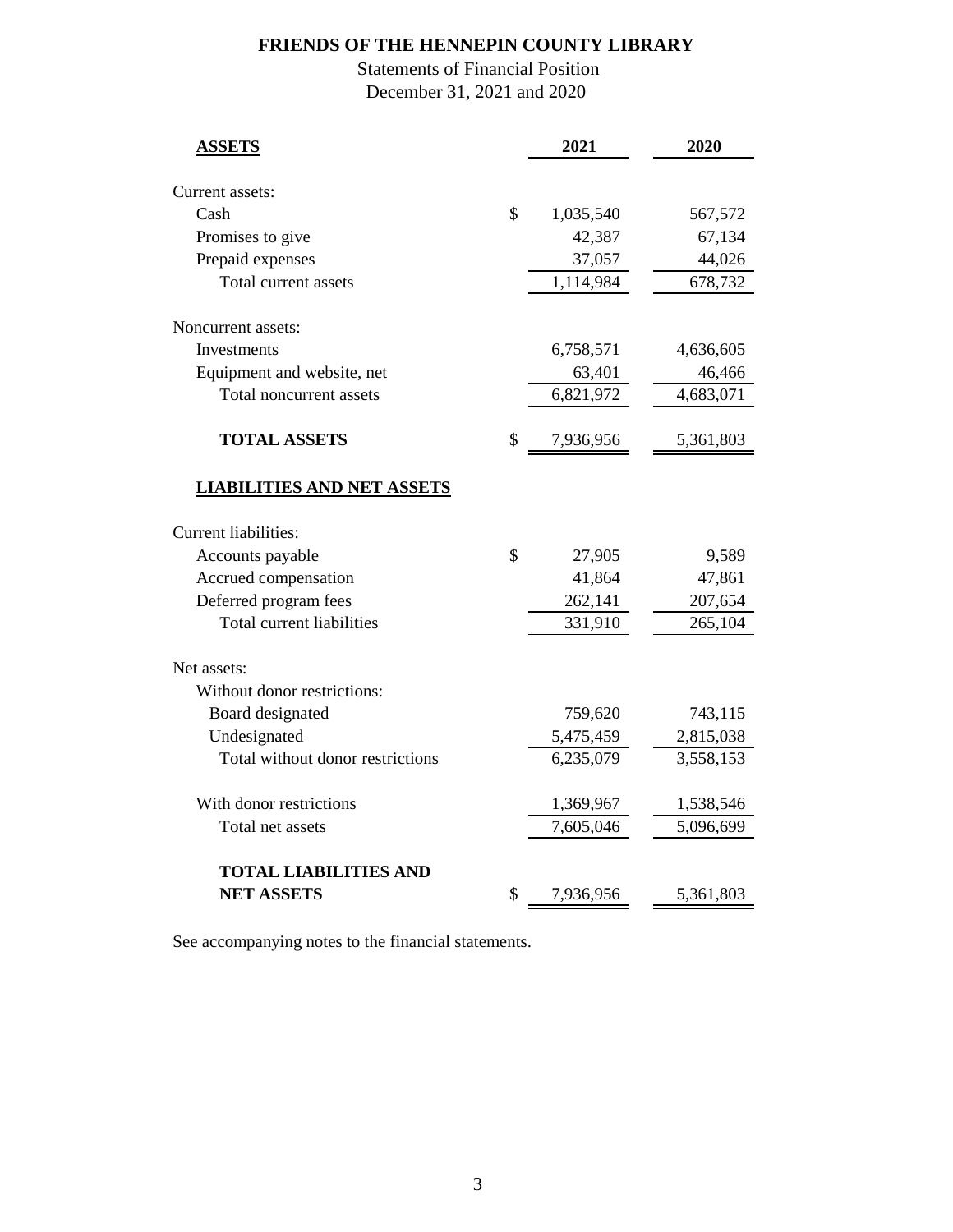# FRIENDS OF THE HENNEPIN COUNTY LIBRARY

Statements of Financial Position

December 31, 2021 and 2020

| **ASSETS** | | **2021** | **2020** |
|---|---|---|---|
| Current assets: | | | |
| Cash | $ | 1,035,540 | 567,572 |
| Promises to give | | 42,387 | 67,134 |
| Prepaid expenses | | 37,057 | 44,026 |
| Total current assets | | 1,114,984 | 678,732 |
| Noncurrent assets: | | | |
| Investments | | 6,758,571 | 4,636,605 |
| Equipment and website, net | | 63,401 | 46,466 |
| Total noncurrent assets | | 6,821,972 | 4,683,071 |
| **TOTAL ASSETS** | $ | 7,936,956 | 5,361,803 |
| **LIABILITIES AND NET ASSETS** | | | |
| Current liabilities: | | | |
| Accounts payable | $ | 27,905 | 9,589 |
| Accrued compensation | | 41,864 | 47,861 |
| Deferred program fees | | 262,141 | 207,654 |
| Total current liabilities | | 331,910 | 265,104 |
| Net assets: | | | |
| Without donor restrictions: | | | |
| Board designated | | 759,620 | 743,115 |
| Undesignated | | 5,475,459 | 2,815,038 |
| Total without donor restrictions | | 6,235,079 | 3,558,153 |
| With donor restrictions | | 1,369,967 | 1,538,546 |
| Total net assets | | 7,605,046 | 5,096,699 |
| **TOTAL LIABILITIES AND NET ASSETS** | $ | 7,936,956 | 5,361,803 |

See accompanying notes to the financial statements.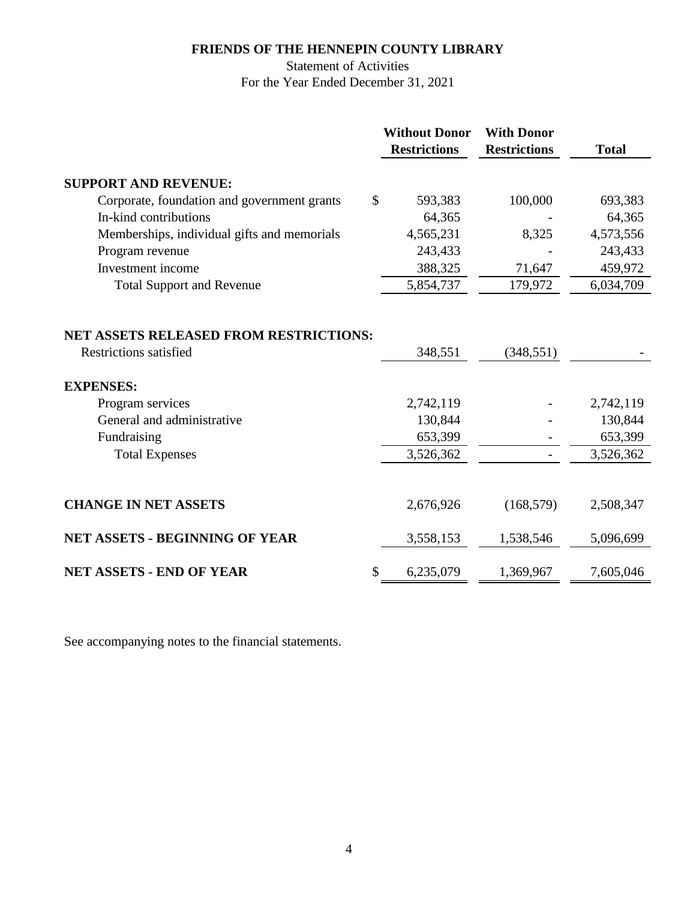# FRIENDS OF THE HENNEPIN COUNTY LIBRARY

Statement of Activities

For the Year Ended December 31, 2021

| | Without Donor Restrictions | With Donor Restrictions | Total |
|---|---|---|---|
| **SUPPORT AND REVENUE:** | | | |
| Corporate, foundation and government grants | $ 593,383 | 100,000 | 693,383 |
| In-kind contributions | 64,365 | - | 64,365 |
| Memberships, individual gifts and memorials | 4,565,231 | 8,325 | 4,573,556 |
| Program revenue | 243,433 | - | 243,433 |
| Investment income | 388,325 | 71,647 | 459,972 |
| Total Support and Revenue | 5,854,737 | 179,972 | 6,034,709 |
| **NET ASSETS RELEASED FROM RESTRICTIONS:** | | | |
| Restrictions satisfied | 348,551 | (348,551) | - |
| **EXPENSES:** | | | |
| Program services | 2,742,119 | - | 2,742,119 |
| General and administrative | 130,844 | - | 130,844 |
| Fundraising | 653,399 | - | 653,399 |
| Total Expenses | 3,526,362 | - | 3,526,362 |
| **CHANGE IN NET ASSETS** | 2,676,926 | (168,579) | 2,508,347 |
| **NET ASSETS - BEGINNING OF YEAR** | 3,558,153 | 1,538,546 | 5,096,699 |
| **NET ASSETS - END OF YEAR** | $ 6,235,079 | 1,369,967 | 7,605,046 |

See accompanying notes to the financial statements.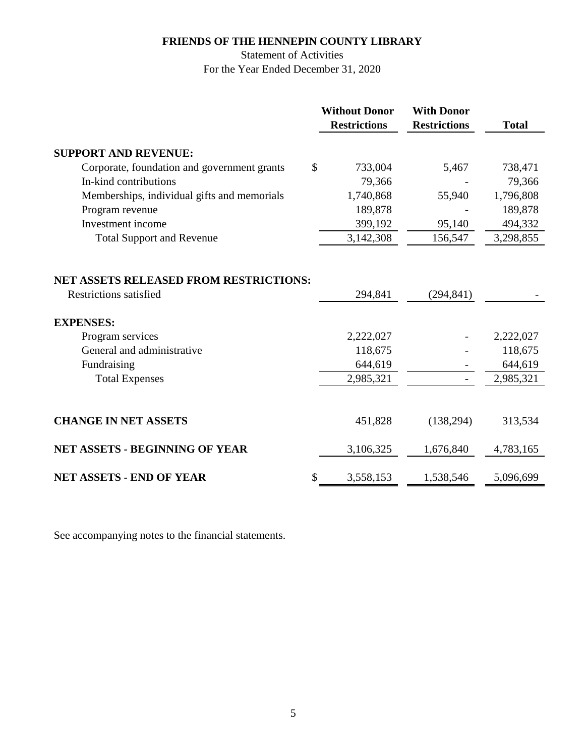# FRIENDS OF THE HENNEPIN COUNTY LIBRARY

Statement of Activities

For the Year Ended December 31, 2020

| | Without Donor Restrictions | With Donor Restrictions | Total |
|---|---|---|---|
| **SUPPORT AND REVENUE:** | | | |
| Corporate, foundation and government grants | $ 733,004 | 5,467 | 738,471 |
| In-kind contributions | 79,366 | - | 79,366 |
| Memberships, individual gifts and memorials | 1,740,868 | 55,940 | 1,796,808 |
| Program revenue | 189,878 | - | 189,878 |
| Investment income | 399,192 | 95,140 | 494,332 |
| Total Support and Revenue | 3,142,308 | 156,547 | 3,298,855 |
| **NET ASSETS RELEASED FROM RESTRICTIONS:** | | | |
| Restrictions satisfied | 294,841 | (294,841) | - |
| **EXPENSES:** | | | |
| Program services | 2,222,027 | - | 2,222,027 |
| General and administrative | 118,675 | - | 118,675 |
| Fundraising | 644,619 | - | 644,619 |
| Total Expenses | 2,985,321 | - | 2,985,321 |
| **CHANGE IN NET ASSETS** | 451,828 | (138,294) | 313,534 |
| **NET ASSETS - BEGINNING OF YEAR** | 3,106,325 | 1,676,840 | 4,783,165 |
| **NET ASSETS - END OF YEAR** | $ 3,558,153 | 1,538,546 | 5,096,699 |

See accompanying notes to the financial statements.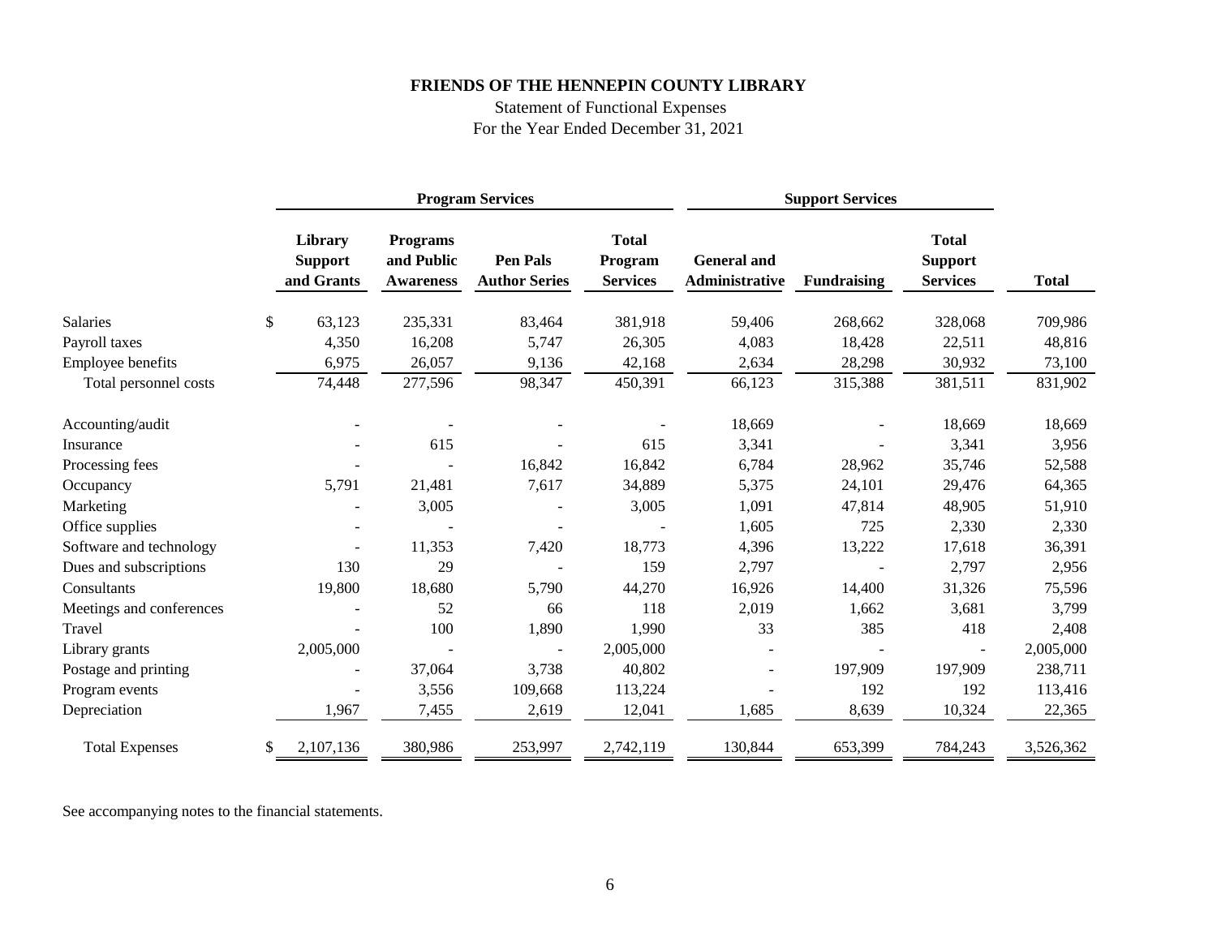# FRIENDS OF THE HENNEPIN COUNTY LIBRARY

Statement of Functional Expenses
For the Year Ended December 31, 2021

| | Program Services | | | | Support Services | | | |
|---|---|---|---|---|---|---|---|---|
| | **Library Support and Grants** | **Programs and Public Awareness** | **Pen Pals Author Series** | **Total Program Services** | **General and Administrative** | **Fundraising** | **Total Support Services** | **Total** |
| Salaries | $ 63,123 | 235,331 | 83,464 | 381,918 | 59,406 | 268,662 | 328,068 | 709,986 |
| Payroll taxes | 4,350 | 16,208 | 5,747 | 26,305 | 4,083 | 18,428 | 22,511 | 48,816 |
| Employee benefits | 6,975 | 26,057 | 9,136 | 42,168 | 2,634 | 28,298 | 30,932 | 73,100 |
| Total personnel costs | 74,448 | 277,596 | 98,347 | 450,391 | 66,123 | 315,388 | 381,511 | 831,902 |
| Accounting/audit | - | - | - | - | 18,669 | - | 18,669 | 18,669 |
| Insurance | - | 615 | - | 615 | 3,341 | - | 3,341 | 3,956 |
| Processing fees | - | - | 16,842 | 16,842 | 6,784 | 28,962 | 35,746 | 52,588 |
| Occupancy | 5,791 | 21,481 | 7,617 | 34,889 | 5,375 | 24,101 | 29,476 | 64,365 |
| Marketing | - | 3,005 | - | 3,005 | 1,091 | 47,814 | 48,905 | 51,910 |
| Office supplies | - | - | - | - | 1,605 | 725 | 2,330 | 2,330 |
| Software and technology | - | 11,353 | 7,420 | 18,773 | 4,396 | 13,222 | 17,618 | 36,391 |
| Dues and subscriptions | 130 | 29 | - | 159 | 2,797 | - | 2,797 | 2,956 |
| Consultants | 19,800 | 18,680 | 5,790 | 44,270 | 16,926 | 14,400 | 31,326 | 75,596 |
| Meetings and conferences | - | 52 | 66 | 118 | 2,019 | 1,662 | 3,681 | 3,799 |
| Travel | - | 100 | 1,890 | 1,990 | 33 | 385 | 418 | 2,408 |
| Library grants | 2,005,000 | - | - | 2,005,000 | - | - | - | 2,005,000 |
| Postage and printing | - | 37,064 | 3,738 | 40,802 | - | 197,909 | 197,909 | 238,711 |
| Program events | - | 3,556 | 109,668 | 113,224 | - | 192 | 192 | 113,416 |
| Depreciation | 1,967 | 7,455 | 2,619 | 12,041 | 1,685 | 8,639 | 10,324 | 22,365 |
| Total Expenses | $ 2,107,136 | 380,986 | 253,997 | 2,742,119 | 130,844 | 653,399 | 784,243 | 3,526,362 |

See accompanying notes to the financial statements.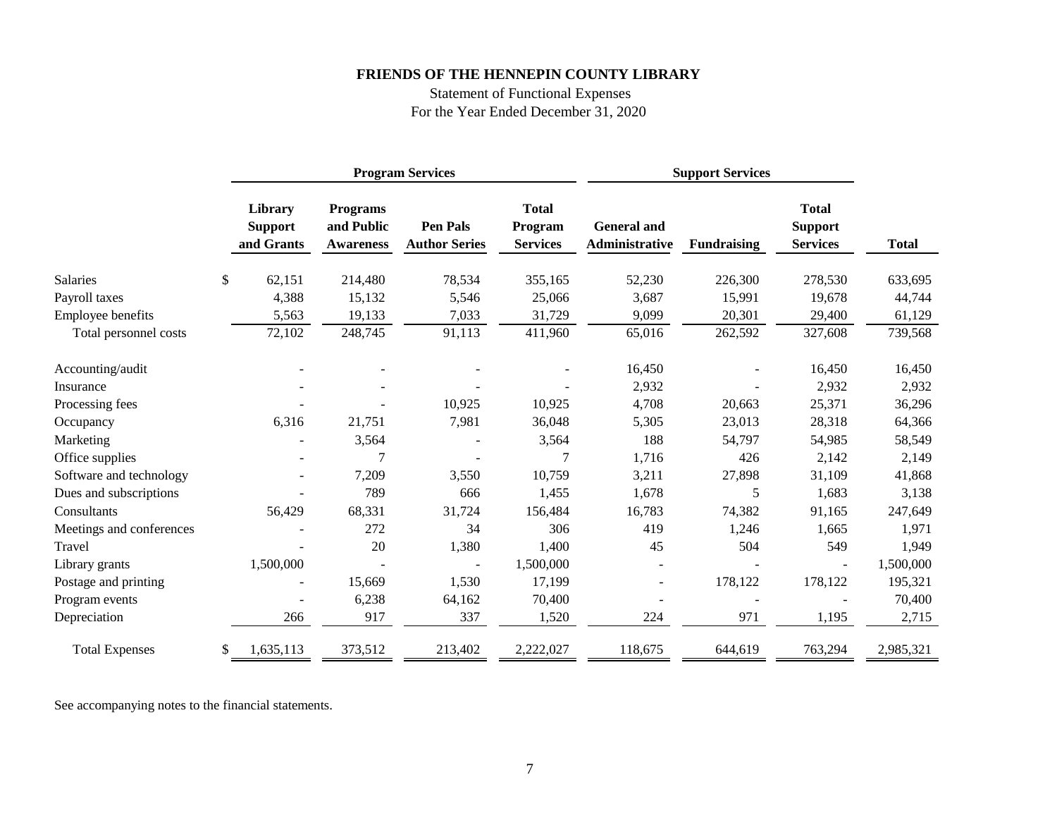# FRIENDS OF THE HENNEPIN COUNTY LIBRARY

Statement of Functional Expenses
For the Year Ended December 31, 2020

| | Program Services | | | | Support Services | | | |
|---|---|---|---|---|---|---|---|---|
| | Library Support and Grants | Programs and Public Awareness | Pen Pals Author Series | Total Program Services | General and Administrative | Fundraising | Total Support Services | Total |
| Salaries | $ 62,151 | 214,480 | 78,534 | 355,165 | 52,230 | 226,300 | 278,530 | 633,695 |
| Payroll taxes | 4,388 | 15,132 | 5,546 | 25,066 | 3,687 | 15,991 | 19,678 | 44,744 |
| Employee benefits | 5,563 | 19,133 | 7,033 | 31,729 | 9,099 | 20,301 | 29,400 | 61,129 |
| Total personnel costs | 72,102 | 248,745 | 91,113 | 411,960 | 65,016 | 262,592 | 327,608 | 739,568 |
| Accounting/audit | - | - | - | - | 16,450 | - | 16,450 | 16,450 |
| Insurance | - | - | - | - | 2,932 | - | 2,932 | 2,932 |
| Processing fees | - | - | 10,925 | 10,925 | 4,708 | 20,663 | 25,371 | 36,296 |
| Occupancy | 6,316 | 21,751 | 7,981 | 36,048 | 5,305 | 23,013 | 28,318 | 64,366 |
| Marketing | - | 3,564 | - | 3,564 | 188 | 54,797 | 54,985 | 58,549 |
| Office supplies | - | 7 | - | 7 | 1,716 | 426 | 2,142 | 2,149 |
| Software and technology | - | 7,209 | 3,550 | 10,759 | 3,211 | 27,898 | 31,109 | 41,868 |
| Dues and subscriptions | - | 789 | 666 | 1,455 | 1,678 | 5 | 1,683 | 3,138 |
| Consultants | 56,429 | 68,331 | 31,724 | 156,484 | 16,783 | 74,382 | 91,165 | 247,649 |
| Meetings and conferences | - | 272 | 34 | 306 | 419 | 1,246 | 1,665 | 1,971 |
| Travel | - | 20 | 1,380 | 1,400 | 45 | 504 | 549 | 1,949 |
| Library grants | 1,500,000 | - | - | 1,500,000 | - | - | - | 1,500,000 |
| Postage and printing | - | 15,669 | 1,530 | 17,199 | - | 178,122 | 178,122 | 195,321 |
| Program events | - | 6,238 | 64,162 | 70,400 | - | - | - | 70,400 |
| Depreciation | 266 | 917 | 337 | 1,520 | 224 | 971 | 1,195 | 2,715 |
| Total Expenses | $ 1,635,113 | 373,512 | 213,402 | 2,222,027 | 118,675 | 644,619 | 763,294 | 2,985,321 |

See accompanying notes to the financial statements.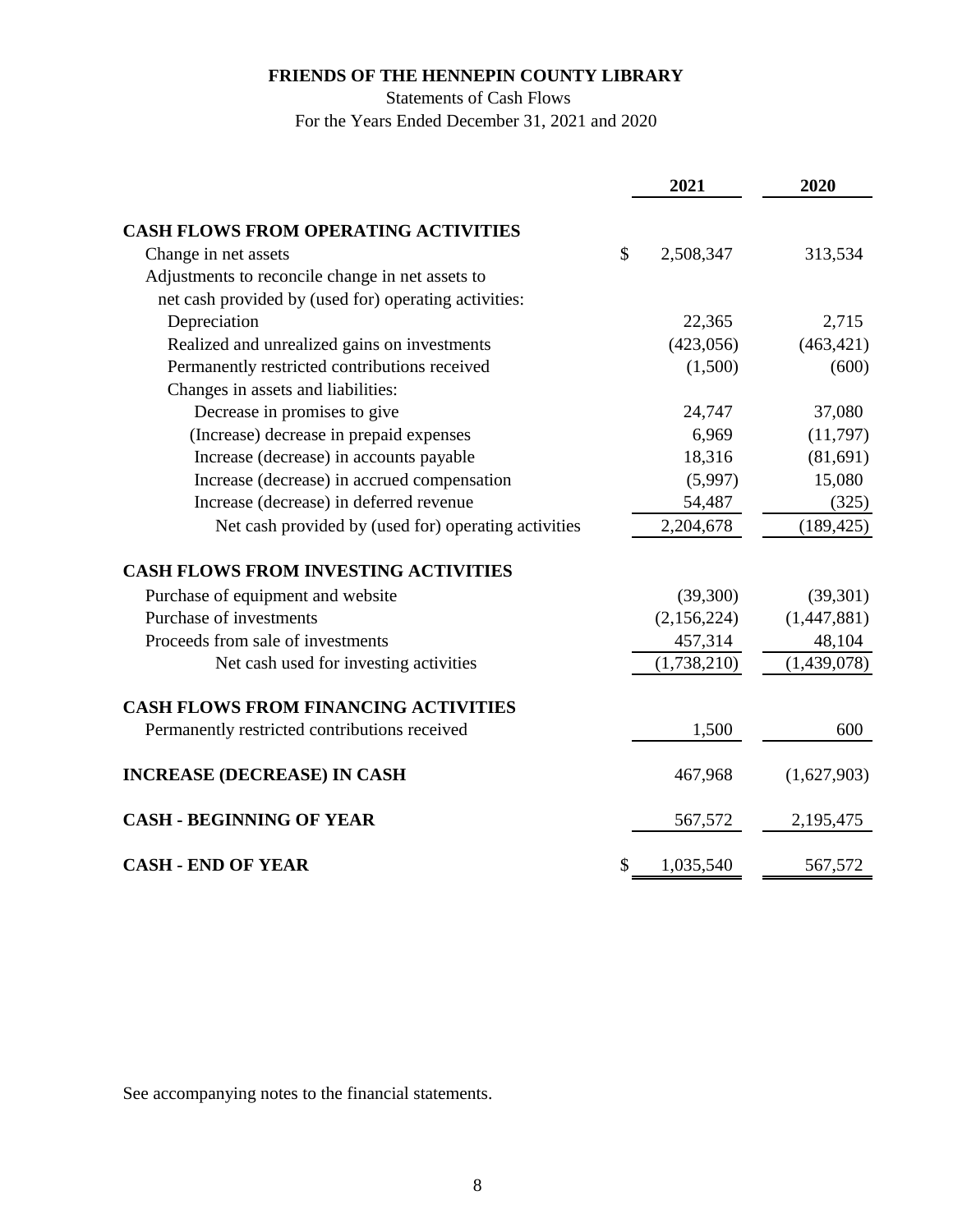# FRIENDS OF THE HENNEPIN COUNTY LIBRARY

Statements of Cash Flows

For the Years Ended December 31, 2021 and 2020

| | 2021 | 2020 |
|---|---|---|
| **CASH FLOWS FROM OPERATING ACTIVITIES** | | |
| Change in net assets | $ 2,508,347 | 313,534 |
| Adjustments to reconcile change in net assets to net cash provided by (used for) operating activities: | | |
| Depreciation | 22,365 | 2,715 |
| Realized and unrealized gains on investments | (423,056) | (463,421) |
| Permanently restricted contributions received | (1,500) | (600) |
| Changes in assets and liabilities: | | |
| Decrease in promises to give | 24,747 | 37,080 |
| (Increase) decrease in prepaid expenses | 6,969 | (11,797) |
| Increase (decrease) in accounts payable | 18,316 | (81,691) |
| Increase (decrease) in accrued compensation | (5,997) | 15,080 |
| Increase (decrease) in deferred revenue | 54,487 | (325) |
| Net cash provided by (used for) operating activities | 2,204,678 | (189,425) |
| **CASH FLOWS FROM INVESTING ACTIVITIES** | | |
| Purchase of equipment and website | (39,300) | (39,301) |
| Purchase of investments | (2,156,224) | (1,447,881) |
| Proceeds from sale of investments | 457,314 | 48,104 |
| Net cash used for investing activities | (1,738,210) | (1,439,078) |
| **CASH FLOWS FROM FINANCING ACTIVITIES** | | |
| Permanently restricted contributions received | 1,500 | 600 |
| **INCREASE (DECREASE) IN CASH** | 467,968 | (1,627,903) |
| **CASH - BEGINNING OF YEAR** | 567,572 | 2,195,475 |
| **CASH - END OF YEAR** | $ 1,035,540 | 567,572 |

See accompanying notes to the financial statements.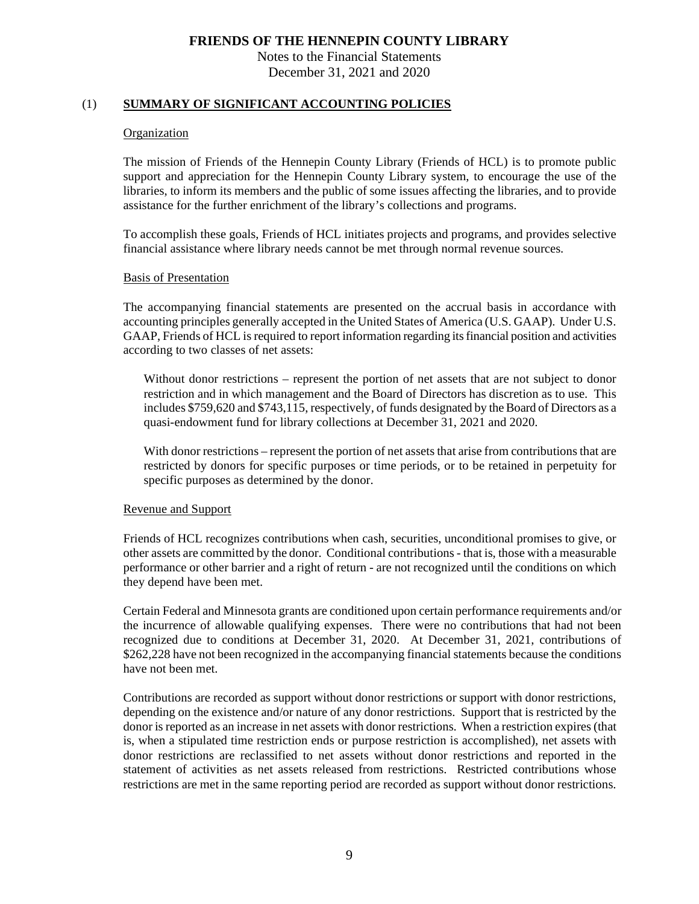# FRIENDS OF THE HENNEPIN COUNTY LIBRARY

Notes to the Financial Statements
December 31, 2021 and 2020

## (1) SUMMARY OF SIGNIFICANT ACCOUNTING POLICIES

### Organization

The mission of Friends of the Hennepin County Library (Friends of HCL) is to promote public support and appreciation for the Hennepin County Library system, to encourage the use of the libraries, to inform its members and the public of some issues affecting the libraries, and to provide assistance for the further enrichment of the library's collections and programs.

To accomplish these goals, Friends of HCL initiates projects and programs, and provides selective financial assistance where library needs cannot be met through normal revenue sources.

### Basis of Presentation

The accompanying financial statements are presented on the accrual basis in accordance with accounting principles generally accepted in the United States of America (U.S. GAAP). Under U.S. GAAP, Friends of HCL is required to report information regarding its financial position and activities according to two classes of net assets:

Without donor restrictions – represent the portion of net assets that are not subject to donor restriction and in which management and the Board of Directors has discretion as to use. This includes $759,620 and $743,115, respectively, of funds designated by the Board of Directors as a quasi-endowment fund for library collections at December 31, 2021 and 2020.

With donor restrictions – represent the portion of net assets that arise from contributions that are restricted by donors for specific purposes or time periods, or to be retained in perpetuity for specific purposes as determined by the donor.

### Revenue and Support

Friends of HCL recognizes contributions when cash, securities, unconditional promises to give, or other assets are committed by the donor. Conditional contributions - that is, those with a measurable performance or other barrier and a right of return - are not recognized until the conditions on which they depend have been met.

Certain Federal and Minnesota grants are conditioned upon certain performance requirements and/or the incurrence of allowable qualifying expenses. There were no contributions that had not been recognized due to conditions at December 31, 2020. At December 31, 2021, contributions of $262,228 have not been recognized in the accompanying financial statements because the conditions have not been met.

Contributions are recorded as support without donor restrictions or support with donor restrictions, depending on the existence and/or nature of any donor restrictions. Support that is restricted by the donor is reported as an increase in net assets with donor restrictions. When a restriction expires (that is, when a stipulated time restriction ends or purpose restriction is accomplished), net assets with donor restrictions are reclassified to net assets without donor restrictions and reported in the statement of activities as net assets released from restrictions. Restricted contributions whose restrictions are met in the same reporting period are recorded as support without donor restrictions.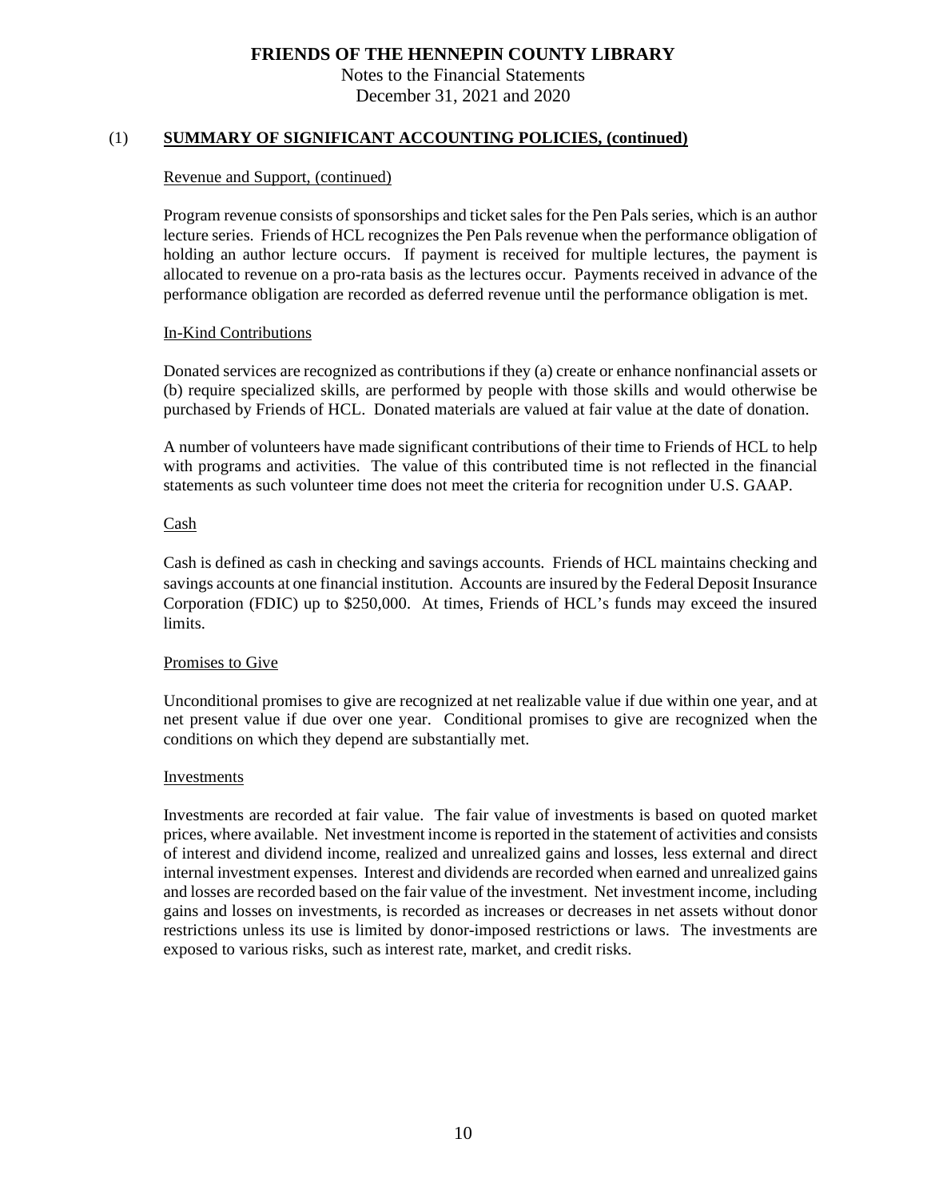## (1) SUMMARY OF SIGNIFICANT ACCOUNTING POLICIES, (continued)

Revenue and Support, (continued)

Program revenue consists of sponsorships and ticket sales for the Pen Pals series, which is an author lecture series. Friends of HCL recognizes the Pen Pals revenue when the performance obligation of holding an author lecture occurs. If payment is received for multiple lectures, the payment is allocated to revenue on a pro-rata basis as the lectures occur. Payments received in advance of the performance obligation are recorded as deferred revenue until the performance obligation is met.

In-Kind Contributions

Donated services are recognized as contributions if they (a) create or enhance nonfinancial assets or (b) require specialized skills, are performed by people with those skills and would otherwise be purchased by Friends of HCL. Donated materials are valued at fair value at the date of donation.

A number of volunteers have made significant contributions of their time to Friends of HCL to help with programs and activities. The value of this contributed time is not reflected in the financial statements as such volunteer time does not meet the criteria for recognition under U.S. GAAP.

Cash

Cash is defined as cash in checking and savings accounts. Friends of HCL maintains checking and savings accounts at one financial institution. Accounts are insured by the Federal Deposit Insurance Corporation (FDIC) up to $250,000. At times, Friends of HCL's funds may exceed the insured limits.

Promises to Give

Unconditional promises to give are recognized at net realizable value if due within one year, and at net present value if due over one year. Conditional promises to give are recognized when the conditions on which they depend are substantially met.

Investments

Investments are recorded at fair value. The fair value of investments is based on quoted market prices, where available. Net investment income is reported in the statement of activities and consists of interest and dividend income, realized and unrealized gains and losses, less external and direct internal investment expenses. Interest and dividends are recorded when earned and unrealized gains and losses are recorded based on the fair value of the investment. Net investment income, including gains and losses on investments, is recorded as increases or decreases in net assets without donor restrictions unless its use is limited by donor-imposed restrictions or laws. The investments are exposed to various risks, such as interest rate, market, and credit risks.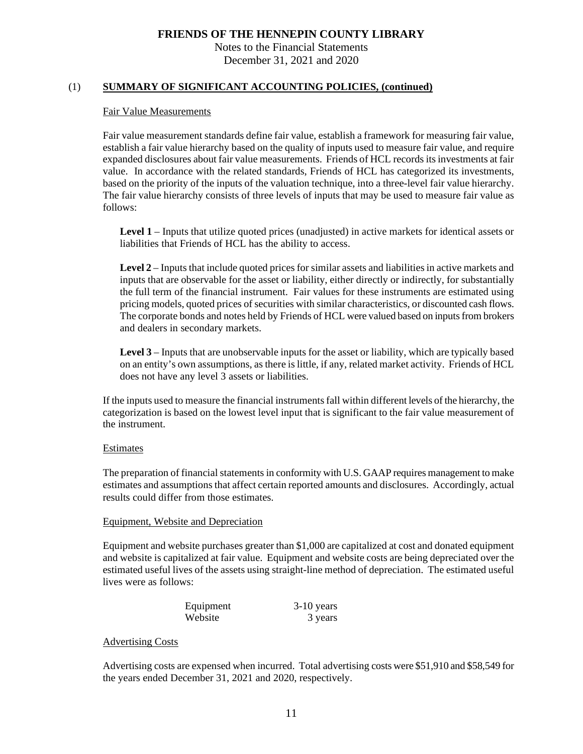# FRIENDS OF THE HENNEPIN COUNTY LIBRARY

Notes to the Financial Statements
December 31, 2021 and 2020

## (1) SUMMARY OF SIGNIFICANT ACCOUNTING POLICIES, (continued)

### Fair Value Measurements

Fair value measurement standards define fair value, establish a framework for measuring fair value, establish a fair value hierarchy based on the quality of inputs used to measure fair value, and require expanded disclosures about fair value measurements. Friends of HCL records its investments at fair value. In accordance with the related standards, Friends of HCL has categorized its investments, based on the priority of the inputs of the valuation technique, into a three-level fair value hierarchy. The fair value hierarchy consists of three levels of inputs that may be used to measure fair value as follows:

**Level 1** – Inputs that utilize quoted prices (unadjusted) in active markets for identical assets or liabilities that Friends of HCL has the ability to access.

**Level 2** – Inputs that include quoted prices for similar assets and liabilities in active markets and inputs that are observable for the asset or liability, either directly or indirectly, for substantially the full term of the financial instrument. Fair values for these instruments are estimated using pricing models, quoted prices of securities with similar characteristics, or discounted cash flows. The corporate bonds and notes held by Friends of HCL were valued based on inputs from brokers and dealers in secondary markets.

**Level 3** – Inputs that are unobservable inputs for the asset or liability, which are typically based on an entity's own assumptions, as there is little, if any, related market activity. Friends of HCL does not have any level 3 assets or liabilities.

If the inputs used to measure the financial instruments fall within different levels of the hierarchy, the categorization is based on the lowest level input that is significant to the fair value measurement of the instrument.

### Estimates

The preparation of financial statements in conformity with U.S. GAAP requires management to make estimates and assumptions that affect certain reported amounts and disclosures. Accordingly, actual results could differ from those estimates.

### Equipment, Website and Depreciation

Equipment and website purchases greater than $1,000 are capitalized at cost and donated equipment and website is capitalized at fair value. Equipment and website costs are being depreciated over the estimated useful lives of the assets using straight-line method of depreciation. The estimated useful lives were as follows:

| | |
|---|---|
| Equipment | 3-10 years |
| Website | 3 years |

### Advertising Costs

Advertising costs are expensed when incurred. Total advertising costs were $51,910 and $58,549 for the years ended December 31, 2021 and 2020, respectively.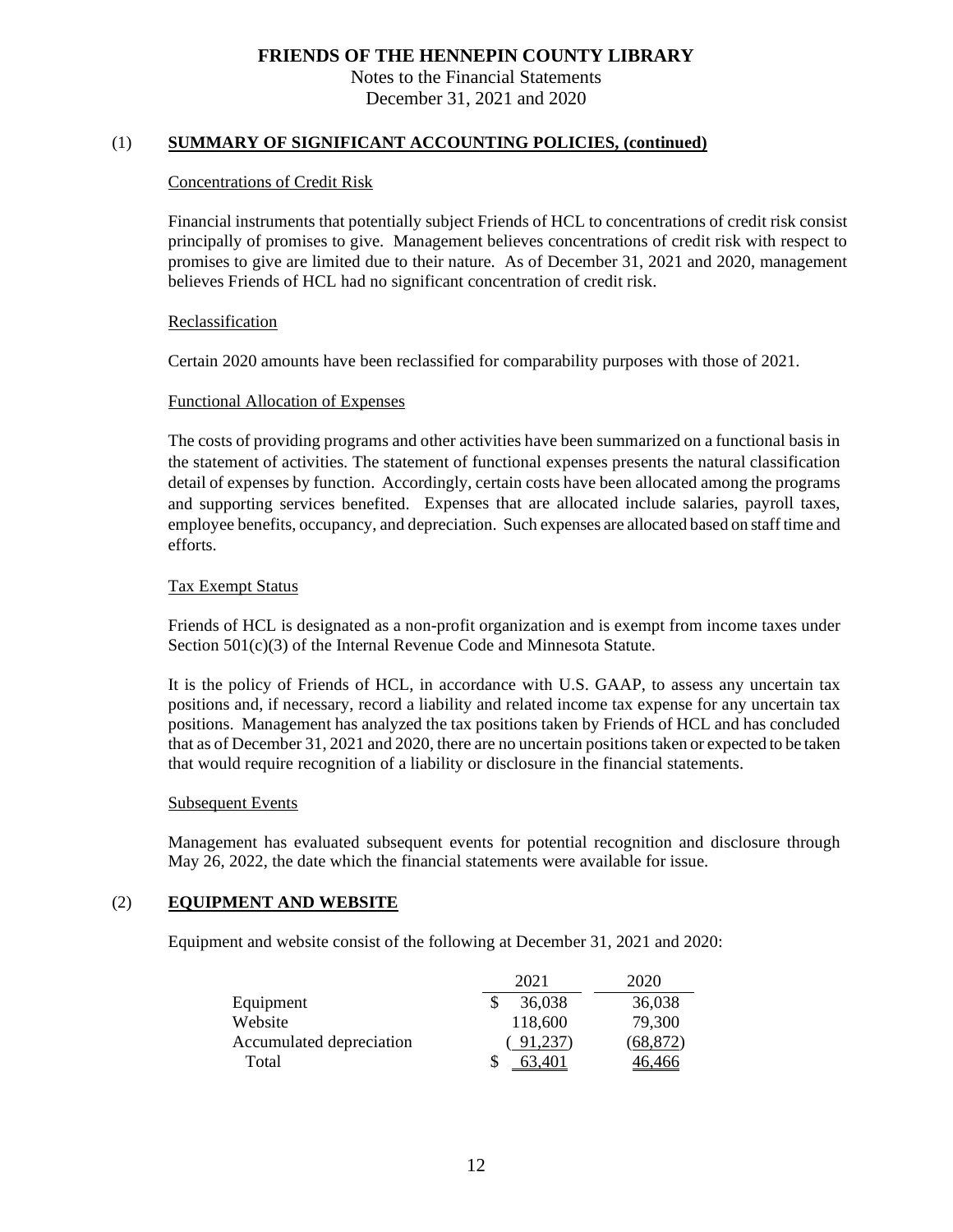# FRIENDS OF THE HENNEPIN COUNTY LIBRARY

Notes to the Financial Statements
December 31, 2021 and 2020

## (1) SUMMARY OF SIGNIFICANT ACCOUNTING POLICIES, (continued)

### Concentrations of Credit Risk

Financial instruments that potentially subject Friends of HCL to concentrations of credit risk consist principally of promises to give. Management believes concentrations of credit risk with respect to promises to give are limited due to their nature. As of December 31, 2021 and 2020, management believes Friends of HCL had no significant concentration of credit risk.

### Reclassification

Certain 2020 amounts have been reclassified for comparability purposes with those of 2021.

### Functional Allocation of Expenses

The costs of providing programs and other activities have been summarized on a functional basis in the statement of activities. The statement of functional expenses presents the natural classification detail of expenses by function. Accordingly, certain costs have been allocated among the programs and supporting services benefited. Expenses that are allocated include salaries, payroll taxes, employee benefits, occupancy, and depreciation. Such expenses are allocated based on staff time and efforts.

### Tax Exempt Status

Friends of HCL is designated as a non-profit organization and is exempt from income taxes under Section 501(c)(3) of the Internal Revenue Code and Minnesota Statute.

It is the policy of Friends of HCL, in accordance with U.S. GAAP, to assess any uncertain tax positions and, if necessary, record a liability and related income tax expense for any uncertain tax positions. Management has analyzed the tax positions taken by Friends of HCL and has concluded that as of December 31, 2021 and 2020, there are no uncertain positions taken or expected to be taken that would require recognition of a liability or disclosure in the financial statements.

### Subsequent Events

Management has evaluated subsequent events for potential recognition and disclosure through May 26, 2022, the date which the financial statements were available for issue.

## (2) EQUIPMENT AND WEBSITE

Equipment and website consist of the following at December 31, 2021 and 2020:

| | 2021 | 2020 |
|---|---|---|
| Equipment | $ 36,038 | 36,038 |
| Website | 118,600 | 79,300 |
| Accumulated depreciation | ( 91,237) | (68,872) |
| Total | $ 63,401 | 46,466 |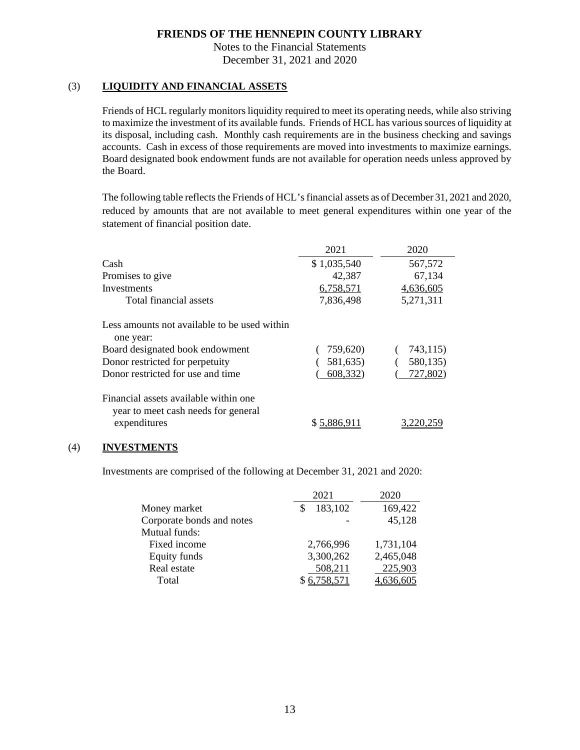# FRIENDS OF THE HENNEPIN COUNTY LIBRARY

Notes to the Financial Statements

December 31, 2021 and 2020

## (3) LIQUIDITY AND FINANCIAL ASSETS

Friends of HCL regularly monitors liquidity required to meet its operating needs, while also striving to maximize the investment of its available funds. Friends of HCL has various sources of liquidity at its disposal, including cash. Monthly cash requirements are in the business checking and savings accounts. Cash in excess of those requirements are moved into investments to maximize earnings. Board designated book endowment funds are not available for operation needs unless approved by the Board.

The following table reflects the Friends of HCL's financial assets as of December 31, 2021 and 2020, reduced by amounts that are not available to meet general expenditures within one year of the statement of financial position date.

| | 2021 | 2020 |
|---|---|---|
| Cash | $ 1,035,540 | 567,572 |
| Promises to give | 42,387 | 67,134 |
| Investments | 6,758,571 | 4,636,605 |
| Total financial assets | 7,836,498 | 5,271,311 |
| Less amounts not available to be used within one year: | | |
| Board designated book endowment | ( 759,620) | ( 743,115) |
| Donor restricted for perpetuity | ( 581,635) | ( 580,135) |
| Donor restricted for use and time | ( 608,332) | ( 727,802) |
| Financial assets available within one year to meet cash needs for general expenditures | $ 5,886,911 | 3,220,259 |

## (4) INVESTMENTS

Investments are comprised of the following at December 31, 2021 and 2020:

| | 2021 | 2020 |
|---|---|---|
| Money market | $ 183,102 | 169,422 |
| Corporate bonds and notes | - | 45,128 |
| Mutual funds: | | |
| Fixed income | 2,766,996 | 1,731,104 |
| Equity funds | 3,300,262 | 2,465,048 |
| Real estate | 508,211 | 225,903 |
| Total | $ 6,758,571 | 4,636,605 |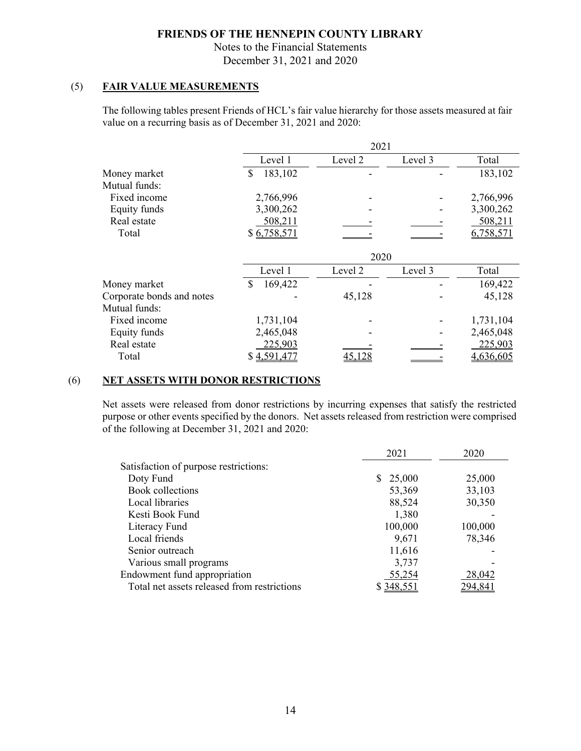# FRIENDS OF THE HENNEPIN COUNTY LIBRARY

Notes to the Financial Statements
December 31, 2021 and 2020

## (5) FAIR VALUE MEASUREMENTS

The following tables present Friends of HCL's fair value hierarchy for those assets measured at fair value on a recurring basis as of December 31, 2021 and 2020:

| | 2021 | | | |
|---|---|---|---|---|
| | Level 1 | Level 2 | Level 3 | Total |
| Money market | $ 183,102 | - | - | 183,102 |
| Mutual funds: | | | | |
| Fixed income | 2,766,996 | - | - | 2,766,996 |
| Equity funds | 3,300,262 | - | - | 3,300,262 |
| Real estate | 508,211 | - | - | 508,211 |
| Total | $ 6,758,571 | - | - | 6,758,571 |

| | 2020 | | | |
|---|---|---|---|---|
| | Level 1 | Level 2 | Level 3 | Total |
| Money market | $ 169,422 | - | - | 169,422 |
| Corporate bonds and notes | - | 45,128 | - | 45,128 |
| Mutual funds: | | | | |
| Fixed income | 1,731,104 | - | - | 1,731,104 |
| Equity funds | 2,465,048 | - | - | 2,465,048 |
| Real estate | 225,903 | - | - | 225,903 |
| Total | $ 4,591,477 | 45,128 | - | 4,636,605 |

## (6) NET ASSETS WITH DONOR RESTRICTIONS

Net assets were released from donor restrictions by incurring expenses that satisfy the restricted purpose or other events specified by the donors. Net assets released from restriction were comprised of the following at December 31, 2021 and 2020:

| | 2021 | 2020 |
|---|---|---|
| Satisfaction of purpose restrictions: | | |
| Doty Fund | $ 25,000 | 25,000 |
| Book collections | 53,369 | 33,103 |
| Local libraries | 88,524 | 30,350 |
| Kesti Book Fund | 1,380 | - |
| Literacy Fund | 100,000 | 100,000 |
| Local friends | 9,671 | 78,346 |
| Senior outreach | 11,616 | - |
| Various small programs | 3,737 | - |
| Endowment fund appropriation | 55,254 | 28,042 |
| Total net assets released from restrictions | $ 348,551 | 294,841 |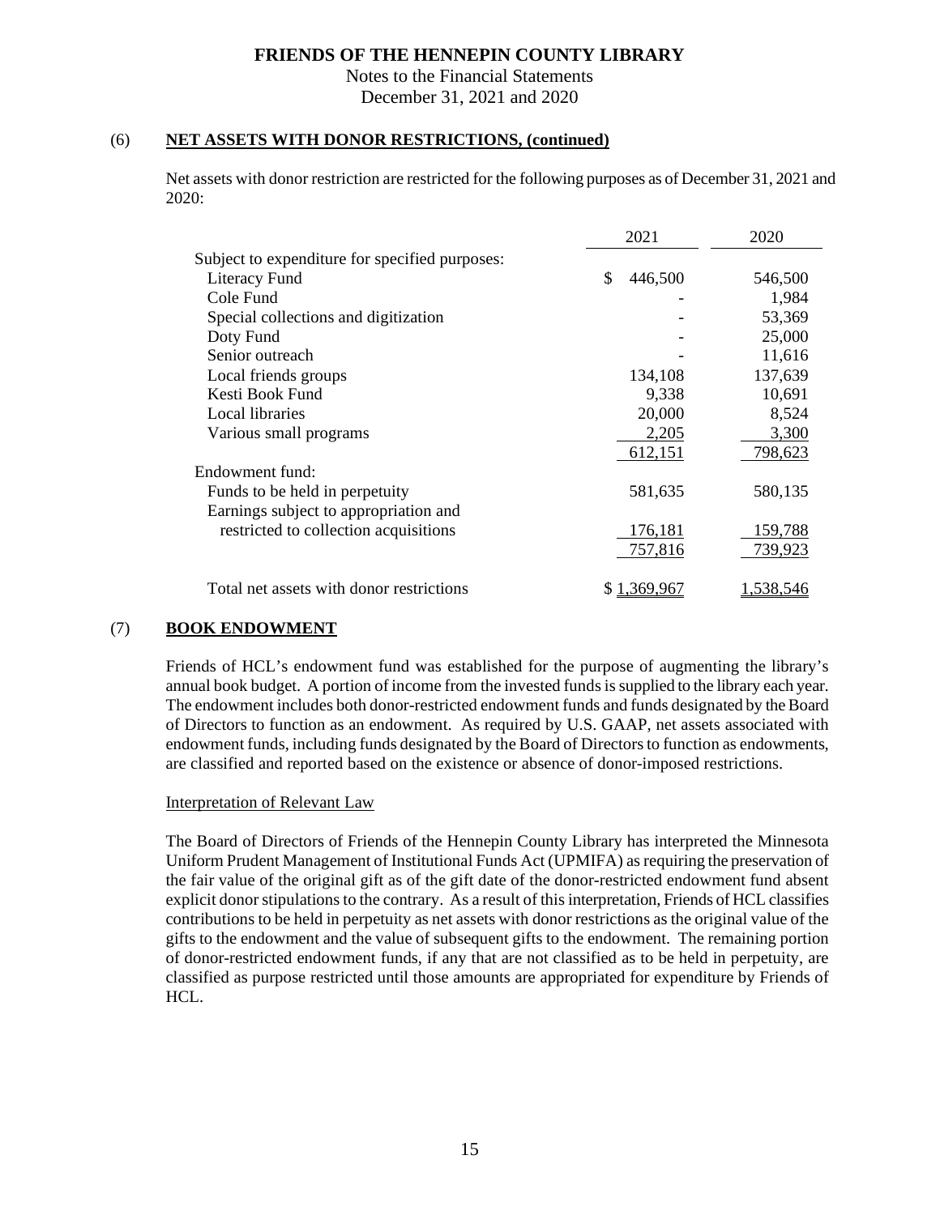## (6) NET ASSETS WITH DONOR RESTRICTIONS, (continued)

Net assets with donor restriction are restricted for the following purposes as of December 31, 2021 and 2020:

| | 2021 | 2020 |
|---|---|---|
| Subject to expenditure for specified purposes: | | |
| Literacy Fund | $ 446,500 | 546,500 |
| Cole Fund | - | 1,984 |
| Special collections and digitization | - | 53,369 |
| Doty Fund | - | 25,000 |
| Senior outreach | - | 11,616 |
| Local friends groups | 134,108 | 137,639 |
| Kesti Book Fund | 9,338 | 10,691 |
| Local libraries | 20,000 | 8,524 |
| Various small programs | 2,205 | 3,300 |
| | 612,151 | 798,623 |
| Endowment fund: | | |
| Funds to be held in perpetuity | 581,635 | 580,135 |
| Earnings subject to appropriation and restricted to collection acquisitions | 176,181 | 159,788 |
| | 757,816 | 739,923 |
| Total net assets with donor restrictions | $ 1,369,967 | 1,538,546 |

## (7) BOOK ENDOWMENT

Friends of HCL's endowment fund was established for the purpose of augmenting the library's annual book budget. A portion of income from the invested funds is supplied to the library each year. The endowment includes both donor-restricted endowment funds and funds designated by the Board of Directors to function as an endowment. As required by U.S. GAAP, net assets associated with endowment funds, including funds designated by the Board of Directors to function as endowments, are classified and reported based on the existence or absence of donor-imposed restrictions.

### Interpretation of Relevant Law

The Board of Directors of Friends of the Hennepin County Library has interpreted the Minnesota Uniform Prudent Management of Institutional Funds Act (UPMIFA) as requiring the preservation of the fair value of the original gift as of the gift date of the donor-restricted endowment fund absent explicit donor stipulations to the contrary. As a result of this interpretation, Friends of HCL classifies contributions to be held in perpetuity as net assets with donor restrictions as the original value of the gifts to the endowment and the value of subsequent gifts to the endowment. The remaining portion of donor-restricted endowment funds, if any that are not classified as to be held in perpetuity, are classified as purpose restricted until those amounts are appropriated for expenditure by Friends of HCL.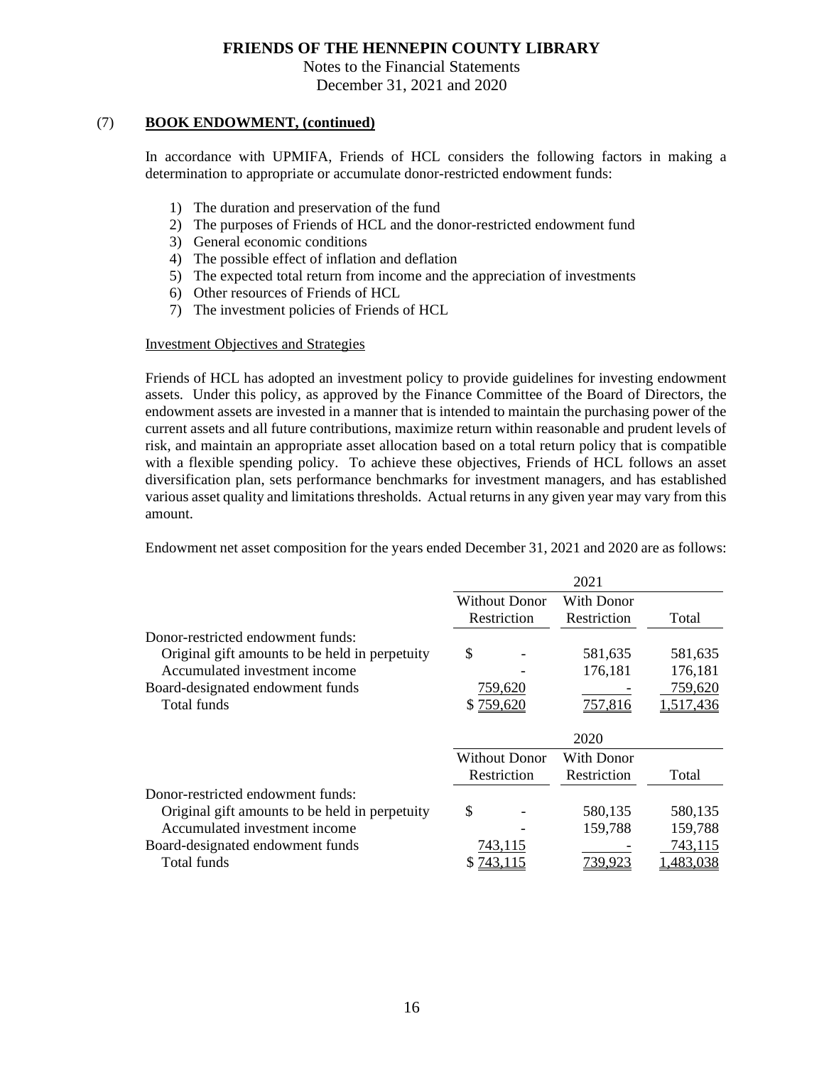## (7) BOOK ENDOWMENT, (continued)

In accordance with UPMIFA, Friends of HCL considers the following factors in making a determination to appropriate or accumulate donor-restricted endowment funds:

1) The duration and preservation of the fund
2) The purposes of Friends of HCL and the donor-restricted endowment fund
3) General economic conditions
4) The possible effect of inflation and deflation
5) The expected total return from income and the appreciation of investments
6) Other resources of Friends of HCL
7) The investment policies of Friends of HCL

### Investment Objectives and Strategies

Friends of HCL has adopted an investment policy to provide guidelines for investing endowment assets. Under this policy, as approved by the Finance Committee of the Board of Directors, the endowment assets are invested in a manner that is intended to maintain the purchasing power of the current assets and all future contributions, maximize return within reasonable and prudent levels of risk, and maintain an appropriate asset allocation based on a total return policy that is compatible with a flexible spending policy. To achieve these objectives, Friends of HCL follows an asset diversification plan, sets performance benchmarks for investment managers, and has established various asset quality and limitations thresholds. Actual returns in any given year may vary from this amount.

Endowment net asset composition for the years ended December 31, 2021 and 2020 are as follows:

| | 2021 | | |
|---|---|---|---|
| | Without Donor Restriction | With Donor Restriction | Total |
| Donor-restricted endowment funds: | | | |
| Original gift amounts to be held in perpetuity | $ - | 581,635 | 581,635 |
| Accumulated investment income | - | 176,181 | 176,181 |
| Board-designated endowment funds | 759,620 | - | 759,620 |
| Total funds | $ 759,620 | 757,816 | 1,517,436 |

| | 2020 | | |
|---|---|---|---|
| | Without Donor Restriction | With Donor Restriction | Total |
| Donor-restricted endowment funds: | | | |
| Original gift amounts to be held in perpetuity | $ - | 580,135 | 580,135 |
| Accumulated investment income | - | 159,788 | 159,788 |
| Board-designated endowment funds | 743,115 | - | 743,115 |
| Total funds | $ 743,115 | 739,923 | 1,483,038 |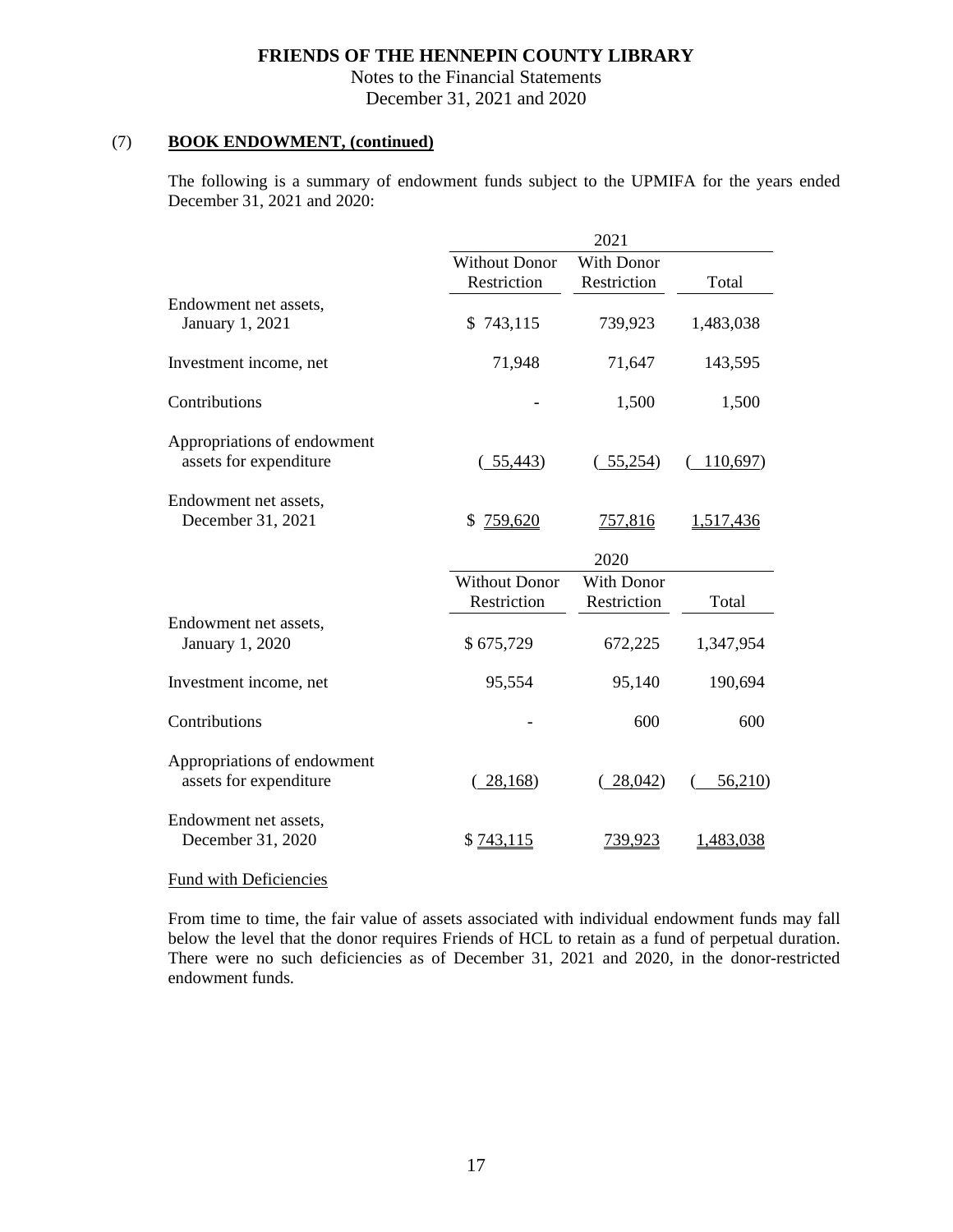# FRIENDS OF THE HENNEPIN COUNTY LIBRARY

Notes to the Financial Statements
December 31, 2021 and 2020

## (7) BOOK ENDOWMENT, (continued)

The following is a summary of endowment funds subject to the UPMIFA for the years ended December 31, 2021 and 2020:

| | 2021 | | |
|---|---|---|---|
| | Without Donor Restriction | With Donor Restriction | Total |
| Endowment net assets, January 1, 2021 | $ 743,115 | 739,923 | 1,483,038 |
| Investment income, net | 71,948 | 71,647 | 143,595 |
| Contributions | - | 1,500 | 1,500 |
| Appropriations of endowment assets for expenditure | ( 55,443) | ( 55,254) | ( 110,697) |
| Endowment net assets, December 31, 2021 | $ 759,620 | 757,816 | 1,517,436 |

| | 2020 | | |
|---|---|---|---|
| | Without Donor Restriction | With Donor Restriction | Total |
| Endowment net assets, January 1, 2020 | $ 675,729 | 672,225 | 1,347,954 |
| Investment income, net | 95,554 | 95,140 | 190,694 |
| Contributions | - | 600 | 600 |
| Appropriations of endowment assets for expenditure | ( 28,168) | ( 28,042) | ( 56,210) |
| Endowment net assets, December 31, 2020 | $ 743,115 | 739,923 | 1,483,038 |

Fund with Deficiencies

From time to time, the fair value of assets associated with individual endowment funds may fall below the level that the donor requires Friends of HCL to retain as a fund of perpetual duration. There were no such deficiencies as of December 31, 2021 and 2020, in the donor-restricted endowment funds.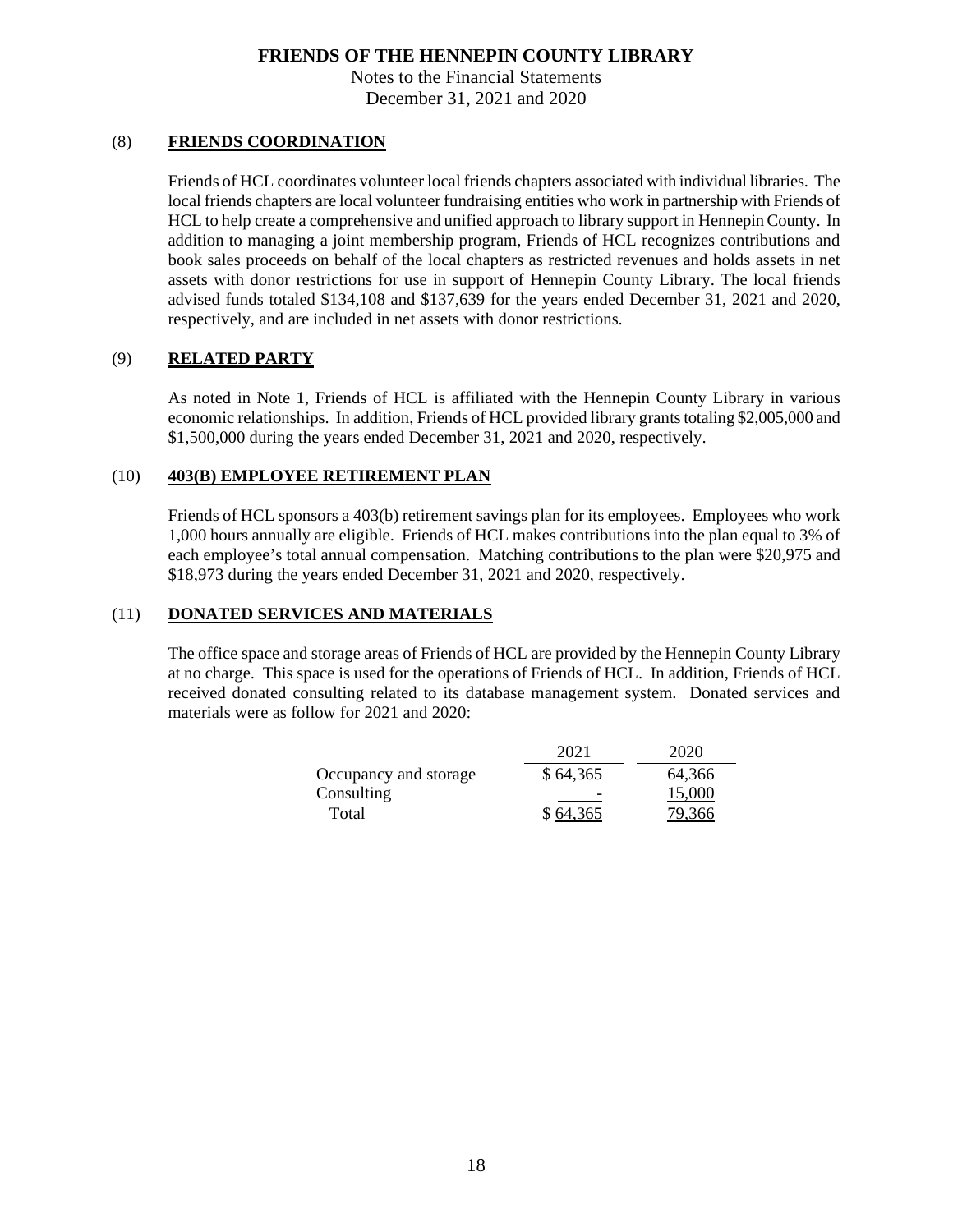**FRIENDS OF THE HENNEPIN COUNTY LIBRARY**

Notes to the Financial Statements

December 31, 2021 and 2020

## (8) FRIENDS COORDINATION

Friends of HCL coordinates volunteer local friends chapters associated with individual libraries. The local friends chapters are local volunteer fundraising entities who work in partnership with Friends of HCL to help create a comprehensive and unified approach to library support in Hennepin County. In addition to managing a joint membership program, Friends of HCL recognizes contributions and book sales proceeds on behalf of the local chapters as restricted revenues and holds assets in net assets with donor restrictions for use in support of Hennepin County Library. The local friends advised funds totaled $134,108 and $137,639 for the years ended December 31, 2021 and 2020, respectively, and are included in net assets with donor restrictions.

## (9) RELATED PARTY

As noted in Note 1, Friends of HCL is affiliated with the Hennepin County Library in various economic relationships. In addition, Friends of HCL provided library grants totaling $2,005,000 and $1,500,000 during the years ended December 31, 2021 and 2020, respectively.

## (10) 403(B) EMPLOYEE RETIREMENT PLAN

Friends of HCL sponsors a 403(b) retirement savings plan for its employees. Employees who work 1,000 hours annually are eligible. Friends of HCL makes contributions into the plan equal to 3% of each employee's total annual compensation. Matching contributions to the plan were $20,975 and $18,973 during the years ended December 31, 2021 and 2020, respectively.

## (11) DONATED SERVICES AND MATERIALS

The office space and storage areas of Friends of HCL are provided by the Hennepin County Library at no charge. This space is used for the operations of Friends of HCL. In addition, Friends of HCL received donated consulting related to its database management system. Donated services and materials were as follow for 2021 and 2020:

| | 2021 | 2020 |
|---|---|---|
| Occupancy and storage | $ 64,365 | 64,366 |
| Consulting | - | 15,000 |
| Total | $ 64,365 | 79,366 |